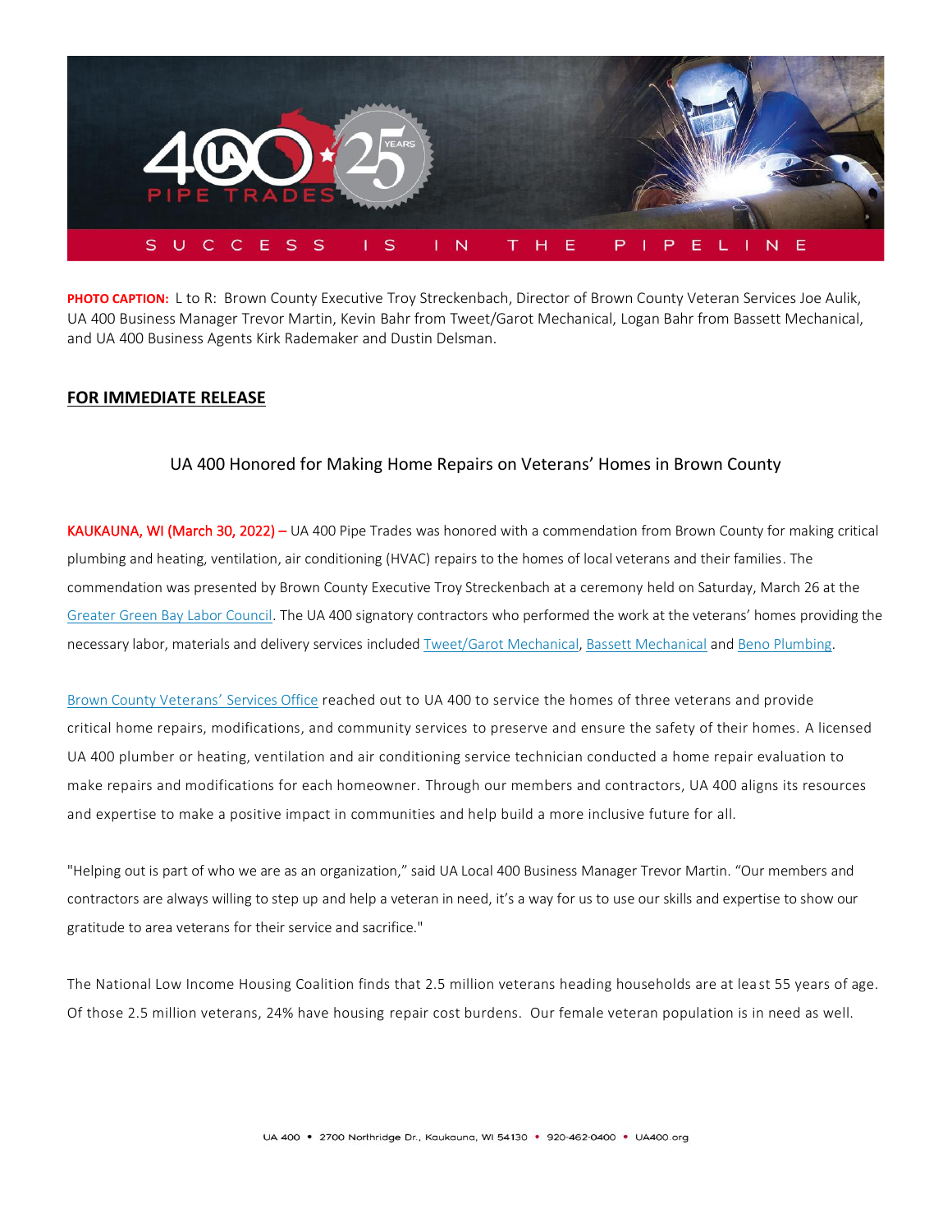**PHOTO CAPTION:** L to R: Brown County Executive Troy Streckenbach, Director of Brown County Veteran Services Joe Aulik, UA 400 Business Manager Trevor Martin, Kevin Bahr from Tweet/Garot Mechanical, Logan Bahr from Bassett Mechanical, and UA 400 Business Agents Kirk Rademaker and Dustin Delsman.

**FOR IMMEDIATE RELEASE**

## UA 400 Honored for Making Home Repairs on Veterans' Homes in Brown County

KAUKAUNA, WI (March 30, 2022) – UA 400 Pipe Trades was honored with a commendation from Brown County for making critical plumbing and heating, ventilation, air conditioning (HVAC) repairs to the homes of local veterans and their families. The commendation was presented by Brown County Executive Troy Streckenbach at a ceremony held on Saturday, March 26 at the Greater Green Bay Labor Council. The UA 400 signatory contractors who performed the work at the veterans' homes providing the necessary labor, materials and delivery services included Tweet/Garot Mechanical, Bassett Mechanical and Beno Plumbing.

Brown County Veterans' Services Office reached out to UA 400 to service the homes of three veterans and provide critical home repairs, modifications, and community services to preserve and ensure the safety of their homes. A licensed UA 400 plumber or heating, ventilation and air conditioning service technician conducted a home repair evaluation to make repairs and modifications for each homeowner. Through our members and contractors, UA 400 aligns its resources and expertise to make a positive impact in communities and help build a more inclusive future for all.

"Helping out is part of who we are as an organization," said UA Local 400 Business Manager Trevor Martin. "Our members and contractors are always willing to step up and help a veteran in need, it's a way for us to use our skills and expertise to show our gratitude to area veterans for their service and sacrifice."

The National Low Income Housing Coalition finds that 2.5 million veterans heading households are at least 55 years of age. Of those 2.5 million veterans, 24% have housing repair cost burdens. Our female veteran population is in need as well.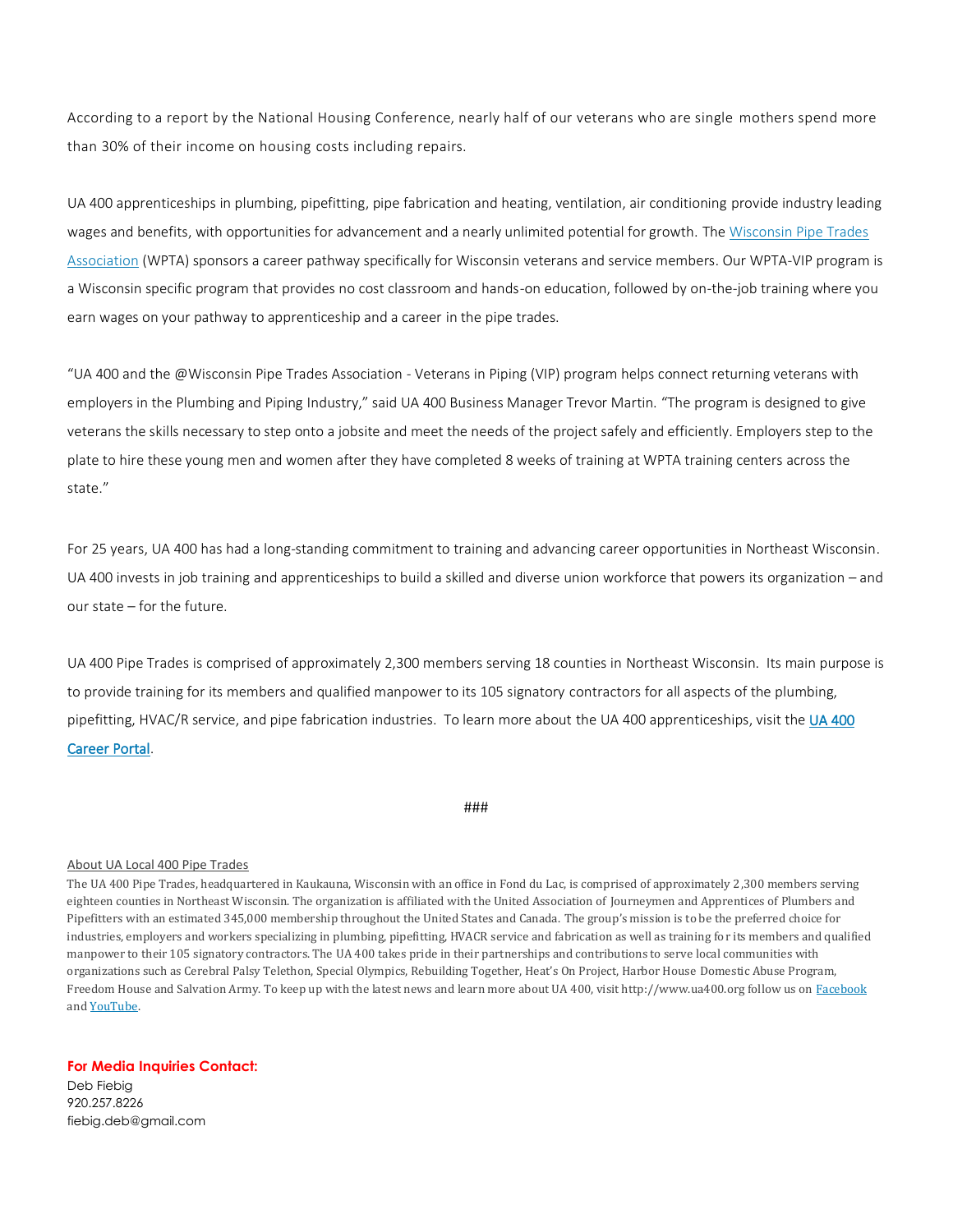According to a report by the National Housing Conference, nearly half of our veterans who are single mothers spend more than 30% of their income on housing costs including repairs.

UA 400 apprenticeships in plumbing, pipefitting, pipe fabrication and heating, ventilation, air conditioning provide industry leading wages and benefits, with opportunities for advancement and a nearly unlimited potential for growth. The Wisconsin Pipe Trades Association (WPTA) sponsors a career pathway specifically for Wisconsin veterans and service members. Our WPTA-VIP program is a Wisconsin specific program that provides no cost classroom and hands-on education, followed by on-the-job training where you earn wages on your pathway to apprenticeship and a career in the pipe trades.

"UA 400 and the @Wisconsin Pipe Trades Association - Veterans in Piping (VIP) program helps connect returning veterans with employers in the Plumbing and Piping Industry," said UA 400 Business Manager Trevor Martin. "The program is designed to give veterans the skills necessary to step onto a jobsite and meet the needs of the project safely and efficiently. Employers step to the plate to hire these young men and women after they have completed 8 weeks of training at WPTA training centers across the state."

For 25 years, UA 400 has had a long-standing commitment to training and advancing career opportunities in Northeast Wisconsin. UA 400 invests in job training and apprenticeships to build a skilled and diverse union workforce that powers its organization – and our state – for the future.

UA 400 Pipe Trades is comprised of approximately 2,300 members serving 18 counties in Northeast Wisconsin. Its main purpose is to provide training for its members and qualified manpower to its 105 signatory contractors for all aspects of the plumbing, pipefitting, HVAC/R service, and pipe fabrication industries. To learn more about the UA 400 apprenticeships, visit the UA 400 Career Portal.

###

About UA Local 400 Pipe Trades

The UA 400 Pipe Trades, headquartered in Kaukauna, Wisconsin with an office in Fond du Lac, is comprised of approximately 2,300 members serving eighteen counties in Northeast Wisconsin. The organization is affiliated with the United Association of Journeymen and Apprentices of Plumbers and Pipefitters with an estimated 345,000 membership throughout the United States and Canada. The group's mission is to be the preferred choice for industries, employers and workers specializing in plumbing, pipefitting, HVACR service and fabrication as well as training for its members and qualified manpower to their 105 signatory contractors. The UA 400 takes pride in their partnerships and contributions to serve local communities with organizations such as Cerebral Palsy Telethon, Special Olympics, Rebuilding Together, Heat's On Project, Harbor House Domestic Abuse Program, Freedom House and Salvation Army. To keep up with the latest news and learn more about UA 400, visit http://www.ua400.org follow us on Facebook and YouTube.

**For Media Inquiries Contact:**
Deb Fiebig
920.257.8226
fiebig.deb@gmail.com